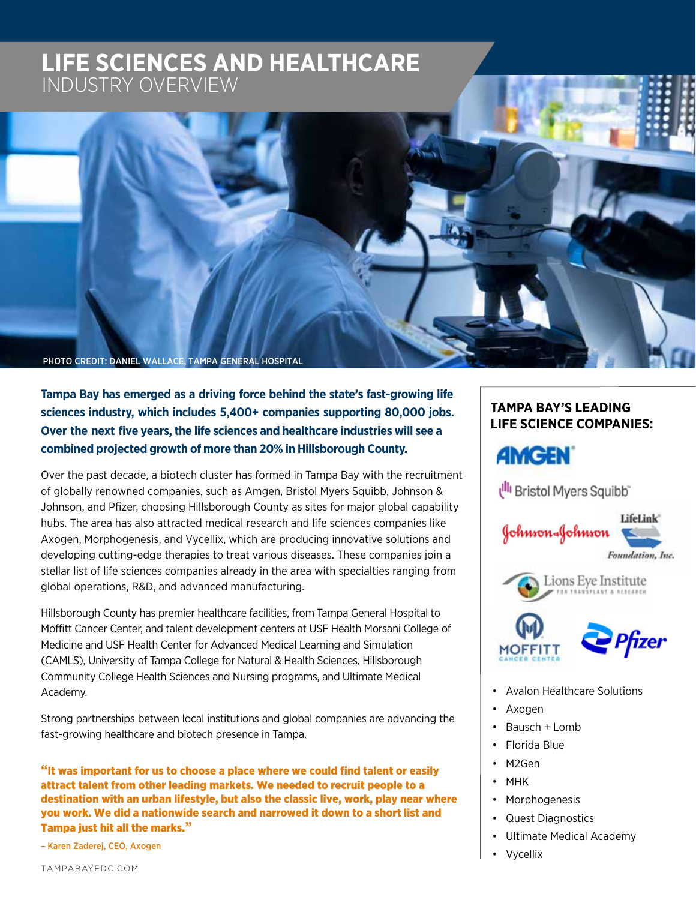# LIFE SCIENCES AND HEALTHCARE
## INDUSTRY OVERVIEW

PHOTO CREDIT: DANIEL WALLACE, TAMPA GENERAL HOSPITAL

**Tampa Bay has emerged as a driving force behind the state's fast-growing life sciences industry, which includes 5,400+ companies supporting 80,000 jobs. Over the next five years, the life sciences and healthcare industries will see a combined projected growth of more than 20% in Hillsborough County.**

Over the past decade, a biotech cluster has formed in Tampa Bay with the recruitment of globally renowned companies, such as Amgen, Bristol Myers Squibb, Johnson & Johnson, and Pfizer, choosing Hillsborough County as sites for major global capability hubs. The area has also attracted medical research and life sciences companies like Axogen, Morphogenesis, and Vycellix, which are producing innovative solutions and developing cutting-edge therapies to treat various diseases. These companies join a stellar list of life sciences companies already in the area with specialties ranging from global operations, R&D, and advanced manufacturing.

Hillsborough County has premier healthcare facilities, from Tampa General Hospital to Moffitt Cancer Center, and talent development centers at USF Health Morsani College of Medicine and USF Health Center for Advanced Medical Learning and Simulation (CAMLS), University of Tampa College for Natural & Health Sciences, Hillsborough Community College Health Sciences and Nursing programs, and Ultimate Medical Academy.

Strong partnerships between local institutions and global companies are advancing the fast-growing healthcare and biotech presence in Tampa.

**"It was important for us to choose a place where we could find talent or easily attract talent from other leading markets. We needed to recruit people to a destination with an urban lifestyle, but also the classic live, work, play near where you work. We did a nationwide search and narrowed it down to a short list and Tampa just hit all the marks."**

**– Karen Zaderej, CEO, Axogen**

### TAMPA BAY'S LEADING LIFE SCIENCE COMPANIES:

AMGEN

Bristol Myers Squibb

Johnson & Johnson

LifeLink Foundation, Inc.

Lions Eye Institute for Transplant & Research

Moffitt Cancer Center

Pfizer

- Avalon Healthcare Solutions
- Axogen
- Bausch + Lomb
- Florida Blue
- M2Gen
- MHK
- Morphogenesis
- Quest Diagnostics
- Ultimate Medical Academy
- Vycellix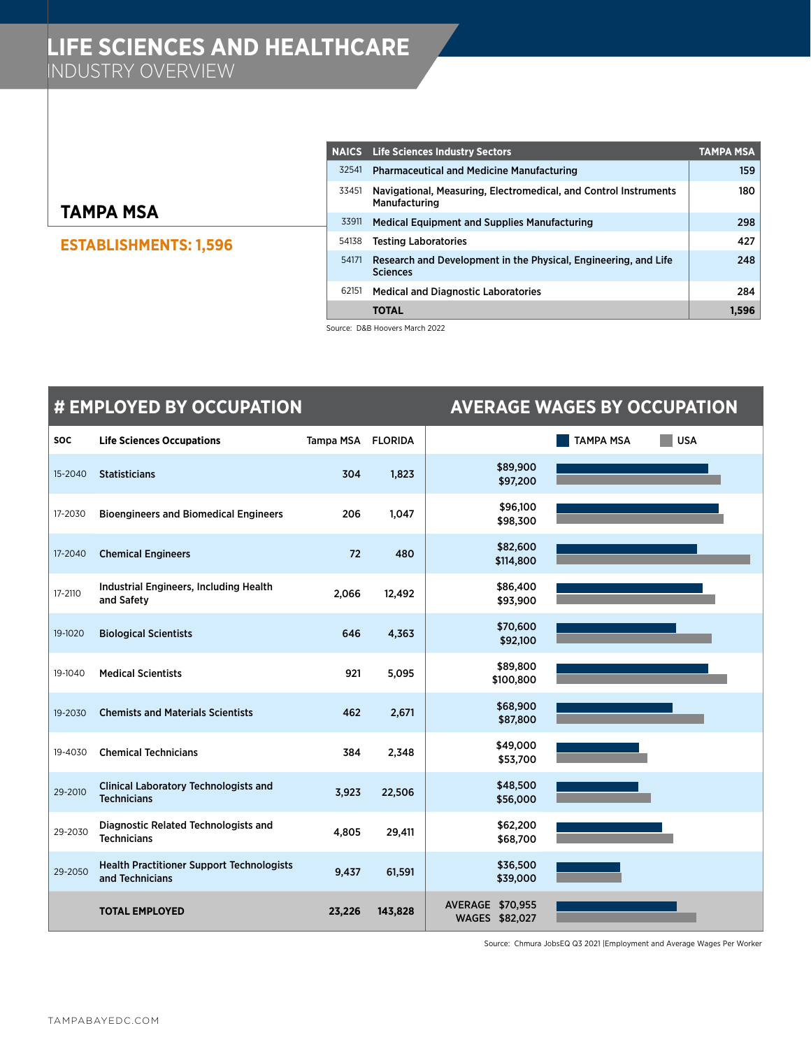# LIFE SCIENCES AND HEALTHCARE
INDUSTRY OVERVIEW

## TAMPA MSA

**ESTABLISHMENTS: 1,596**

| NAICS | Life Sciences Industry Sectors | TAMPA MSA |
|---|---|---|
| 32541 | Pharmaceutical and Medicine Manufacturing | 159 |
| 33451 | Navigational, Measuring, Electromedical, and Control Instruments Manufacturing | 180 |
| 33911 | Medical Equipment and Supplies Manufacturing | 298 |
| 54138 | Testing Laboratories | 427 |
| 54171 | Research and Development in the Physical, Engineering, and Life Sciences | 248 |
| 62151 | Medical and Diagnostic Laboratories | 284 |
| | **TOTAL** | **1,596** |

Source: D&B Hoovers March 2022

## # EMPLOYED BY OCCUPATION / AVERAGE WAGES BY OCCUPATION

| SOC | Life Sciences Occupations | Tampa MSA | FLORIDA | Average Wage TAMPA MSA | Average Wage USA |
|---|---|---|---|---|---|
| 15-2040 | Statisticians | 304 | 1,823 | $89,900 | $97,200 |
| 17-2030 | Bioengineers and Biomedical Engineers | 206 | 1,047 | $96,100 | $98,300 |
| 17-2040 | Chemical Engineers | 72 | 480 | $82,600 | $114,800 |
| 17-2110 | Industrial Engineers, Including Health and Safety | 2,066 | 12,492 | $86,400 | $93,900 |
| 19-1020 | Biological Scientists | 646 | 4,363 | $70,600 | $92,100 |
| 19-1040 | Medical Scientists | 921 | 5,095 | $89,800 | $100,800 |
| 19-2030 | Chemists and Materials Scientists | 462 | 2,671 | $68,900 | $87,800 |
| 19-4030 | Chemical Technicians | 384 | 2,348 | $49,000 | $53,700 |
| 29-2010 | Clinical Laboratory Technologists and Technicians | 3,923 | 22,506 | $48,500 | $56,000 |
| 29-2030 | Diagnostic Related Technologists and Technicians | 4,805 | 29,411 | $62,200 | $68,700 |
| 29-2050 | Health Practitioner Support Technologists and Technicians | 9,437 | 61,591 | $36,500 | $39,000 |
| | **TOTAL EMPLOYED** | **23,226** | **143,828** | AVERAGE WAGES $70,955 | $82,027 |

Source: Chmura JobsEQ Q3 2021 |Employment and Average Wages Per Worker

TAMPABAYEDC.COM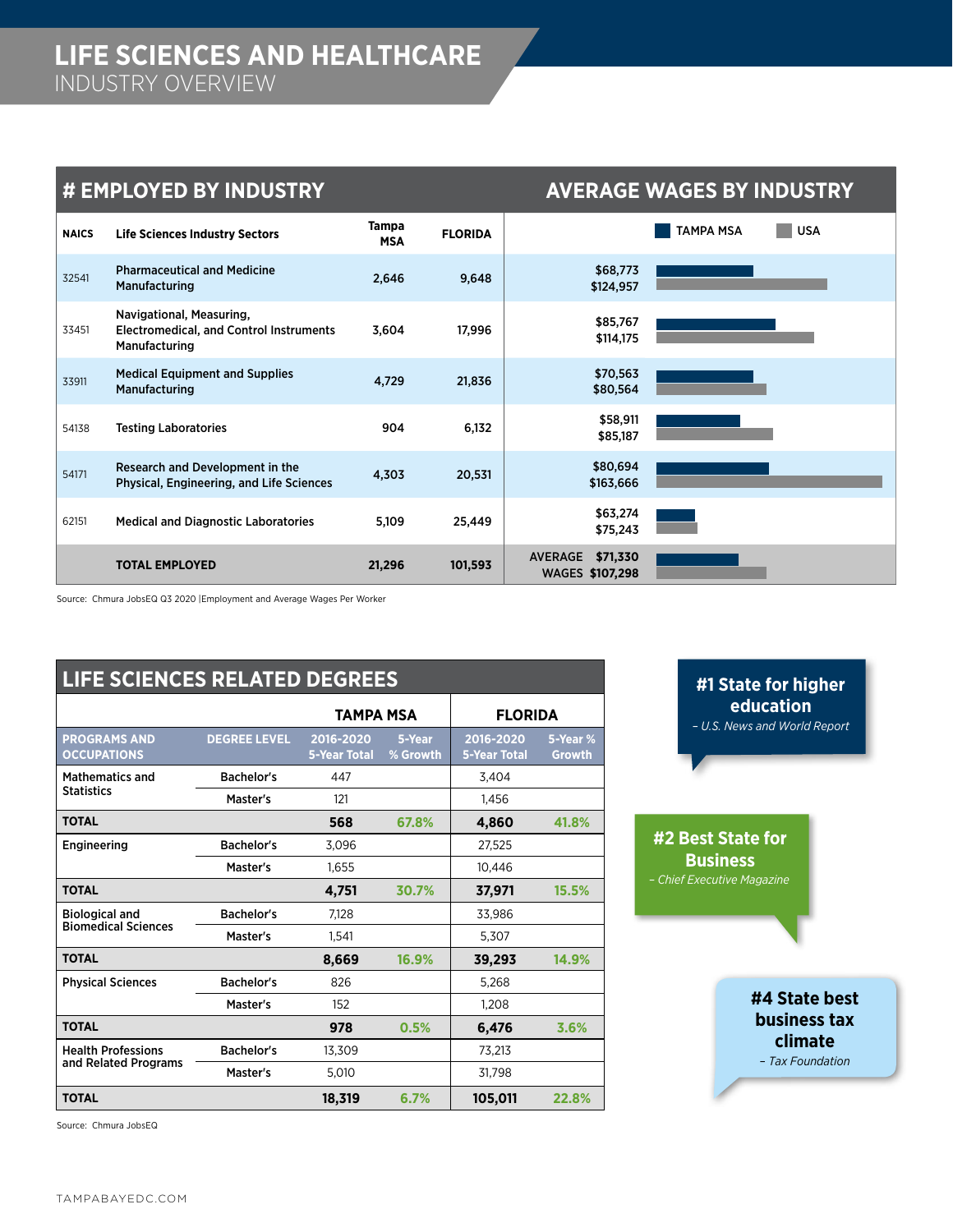# LIFE SCIENCES AND HEALTHCARE
## INDUSTRY OVERVIEW

### # EMPLOYED BY INDUSTRY / AVERAGE WAGES BY INDUSTRY

| NAICS | Life Sciences Industry Sectors | Tampa MSA | FLORIDA | Average Wages: TAMPA MSA | Average Wages: USA |
|---|---|---|---|---|---|
| 32541 | Pharmaceutical and Medicine Manufacturing | 2,646 | 9,648 | $68,773 | $124,957 |
| 33451 | Navigational, Measuring, Electromedical, and Control Instruments Manufacturing | 3,604 | 17,996 | $85,767 | $114,175 |
| 33911 | Medical Equipment and Supplies Manufacturing | 4,729 | 21,836 | $70,563 | $80,564 |
| 54138 | Testing Laboratories | 904 | 6,132 | $58,911 | $85,187 |
| 54171 | Research and Development in the Physical, Engineering, and Life Sciences | 4,303 | 20,531 | $80,694 | $163,666 |
| 62151 | Medical and Diagnostic Laboratories | 5,109 | 25,449 | $63,274 | $75,243 |
| | **TOTAL EMPLOYED** | **21,296** | **101,593** | **AVERAGE WAGES $71,330** | **$107,298** |

Source: Chmura JobsEQ Q3 2020 |Employment and Average Wages Per Worker

### LIFE SCIENCES RELATED DEGREES

| PROGRAMS AND OCCUPATIONS | DEGREE LEVEL | TAMPA MSA 2016-2020 5-Year Total | TAMPA MSA 5-Year % Growth | FLORIDA 2016-2020 5-Year Total | FLORIDA 5-Year % Growth |
|---|---|---|---|---|---|
| Mathematics and Statistics | Bachelor's | 447 | | 3,404 | |
| | Master's | 121 | | 1,456 | |
| **TOTAL** | | **568** | **67.8%** | **4,860** | **41.8%** |
| Engineering | Bachelor's | 3,096 | | 27,525 | |
| | Master's | 1,655 | | 10,446 | |
| **TOTAL** | | **4,751** | **30.7%** | **37,971** | **15.5%** |
| Biological and Biomedical Sciences | Bachelor's | 7,128 | | 33,986 | |
| | Master's | 1,541 | | 5,307 | |
| **TOTAL** | | **8,669** | **16.9%** | **39,293** | **14.9%** |
| Physical Sciences | Bachelor's | 826 | | 5,268 | |
| | Master's | 152 | | 1,208 | |
| **TOTAL** | | **978** | **0.5%** | **6,476** | **3.6%** |
| Health Professions and Related Programs | Bachelor's | 13,309 | | 73,213 | |
| | Master's | 5,010 | | 31,798 | |
| **TOTAL** | | **18,319** | **6.7%** | **105,011** | **22.8%** |

Source: Chmura JobsEQ

**#1 State for higher education**
*– U.S. News and World Report*

**#2 Best State for Business**
*– Chief Executive Magazine*

**#4 State best business tax climate**
*– Tax Foundation*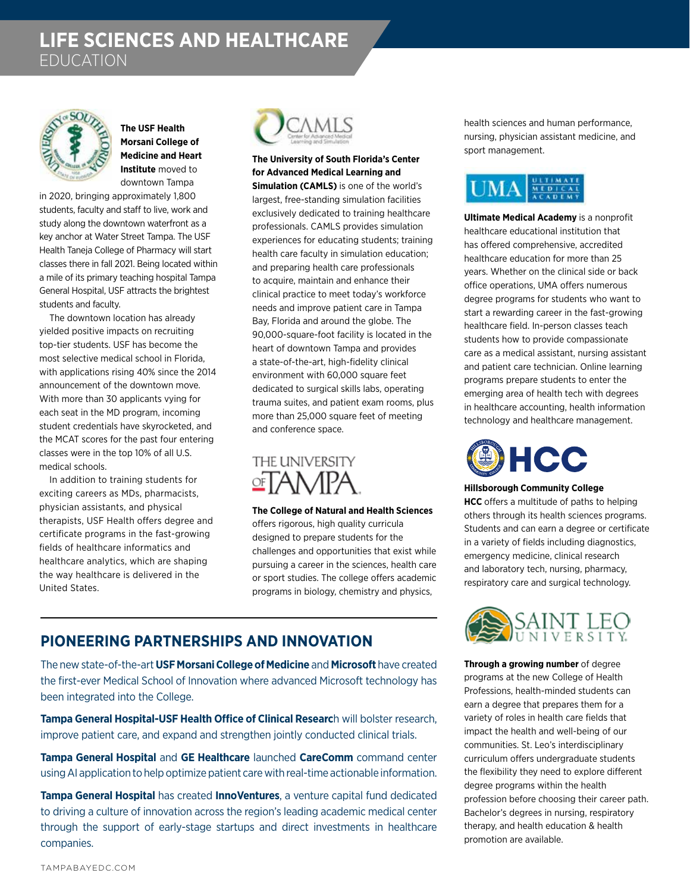# LIFE SCIENCES AND HEALTHCARE

## EDUCATION

**The USF Health Morsani College of Medicine and Heart Institute** moved to downtown Tampa in 2020, bringing approximately 1,800 students, faculty and staff to live, work and study along the downtown waterfront as a key anchor at Water Street Tampa. The USF Health Taneja College of Pharmacy will start classes there in fall 2021. Being located within a mile of its primary teaching hospital Tampa General Hospital, USF attracts the brightest students and faculty.

The downtown location has already yielded positive impacts on recruiting top-tier students. USF has become the most selective medical school in Florida, with applications rising 40% since the 2014 announcement of the downtown move. With more than 30 applicants vying for each seat in the MD program, incoming student credentials have skyrocketed, and the MCAT scores for the past four entering classes were in the top 10% of all U.S. medical schools.

In addition to training students for exciting careers as MDs, pharmacists, physician assistants, and physical therapists, USF Health offers degree and certificate programs in the fast-growing fields of healthcare informatics and healthcare analytics, which are shaping the way healthcare is delivered in the United States.

**The University of South Florida's Center for Advanced Medical Learning and Simulation (CAMLS)** is one of the world's largest, free-standing simulation facilities exclusively dedicated to training healthcare professionals. CAMLS provides simulation experiences for educating students; training health care faculty in simulation education; and preparing health care professionals to acquire, maintain and enhance their clinical practice to meet today's workforce needs and improve patient care in Tampa Bay, Florida and around the globe. The 90,000-square-foot facility is located in the heart of downtown Tampa and provides a state-of-the-art, high-fidelity clinical environment with 60,000 square feet dedicated to surgical skills labs, operating trauma suites, and patient exam rooms, plus more than 25,000 square feet of meeting and conference space.

**The College of Natural and Health Sciences** offers rigorous, high quality curricula designed to prepare students for the challenges and opportunities that exist while pursuing a career in the sciences, health care or sport studies. The college offers academic programs in biology, chemistry and physics, health sciences and human performance, nursing, physician assistant medicine, and sport management.

**Ultimate Medical Academy** is a nonprofit healthcare educational institution that has offered comprehensive, accredited healthcare education for more than 25 years. Whether on the clinical side or back office operations, UMA offers numerous degree programs for students who want to start a rewarding career in the fast-growing healthcare field. In-person classes teach students how to provide compassionate care as a medical assistant, nursing assistant and patient care technician. Online learning programs prepare students to enter the emerging area of health tech with degrees in healthcare accounting, health information technology and healthcare management.

**Hillsborough Community College**
**HCC** offers a multitude of paths to helping others through its health sciences programs. Students and can earn a degree or certificate in a variety of fields including diagnostics, emergency medicine, clinical research and laboratory tech, nursing, pharmacy, respiratory care and surgical technology.

**Through a growing number** of degree programs at the new College of Health Professions, health-minded students can earn a degree that prepares them for a variety of roles in health care fields that impact the health and well-being of our communities. St. Leo's interdisciplinary curriculum offers undergraduate students the flexibility they need to explore different degree programs within the health profession before choosing their career path. Bachelor's degrees in nursing, respiratory therapy, and health education & health promotion are available.

## PIONEERING PARTNERSHIPS AND INNOVATION

The new state-of-the-art **USF Morsani College of Medicine** and **Microsoft** have created the first-ever Medical School of Innovation where advanced Microsoft technology has been integrated into the College.

**Tampa General Hospital-USF Health Office of Clinical Research** will bolster research, improve patient care, and expand and strengthen jointly conducted clinical trials.

**Tampa General Hospital** and **GE Healthcare** launched **CareComm** command center using AI application to help optimize patient care with real-time actionable information.

**Tampa General Hospital** has created **InnoVentures**, a venture capital fund dedicated to driving a culture of innovation across the region's leading academic medical center through the support of early-stage startups and direct investments in healthcare companies.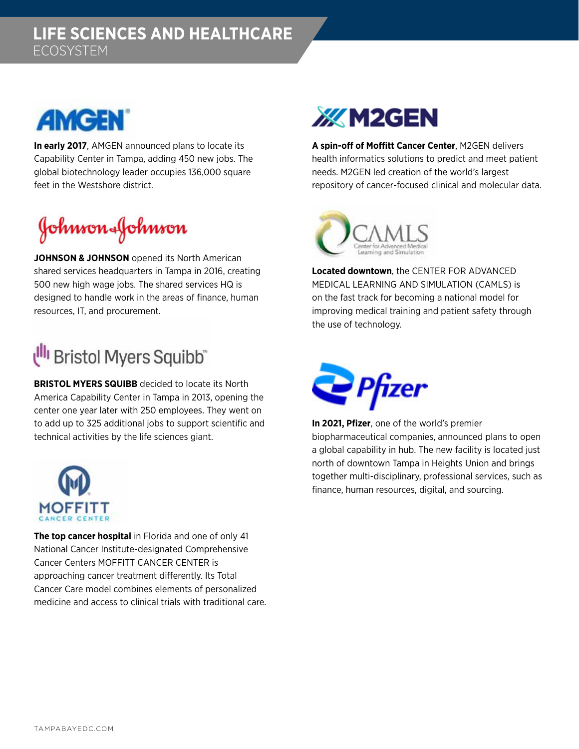# LIFE SCIENCES AND HEALTHCARE
ECOSYSTEM

AMGEN

**In early 2017**, AMGEN announced plans to locate its Capability Center in Tampa, adding 450 new jobs. The global biotechnology leader occupies 136,000 square feet in the Westshore district.

Johnson & Johnson

**JOHNSON & JOHNSON** opened its North American shared services headquarters in Tampa in 2016, creating 500 new high wage jobs. The shared services HQ is designed to handle work in the areas of finance, human resources, IT, and procurement.

Bristol Myers Squibb

**BRISTOL MYERS SQUIBB** decided to locate its North America Capability Center in Tampa in 2013, opening the center one year later with 250 employees. They went on to add up to 325 additional jobs to support scientific and technical activities by the life sciences giant.

MOFFITT CANCER CENTER

**The top cancer hospital** in Florida and one of only 41 National Cancer Institute-designated Comprehensive Cancer Centers MOFFITT CANCER CENTER is approaching cancer treatment differently. Its Total Cancer Care model combines elements of personalized medicine and access to clinical trials with traditional care.

M2GEN

**A spin-off of Moffitt Cancer Center**, M2GEN delivers health informatics solutions to predict and meet patient needs. M2GEN led creation of the world's largest repository of cancer-focused clinical and molecular data.

CAMLS
Center for Advanced Medical Learning and Simulation

**Located downtown**, the CENTER FOR ADVANCED MEDICAL LEARNING AND SIMULATION (CAMLS) is on the fast track for becoming a national model for improving medical training and patient safety through the use of technology.

Pfizer

**In 2021, Pfizer**, one of the world's premier biopharmaceutical companies, announced plans to open a global capability in hub. The new facility is located just north of downtown Tampa in Heights Union and brings together multi-disciplinary, professional services, such as finance, human resources, digital, and sourcing.